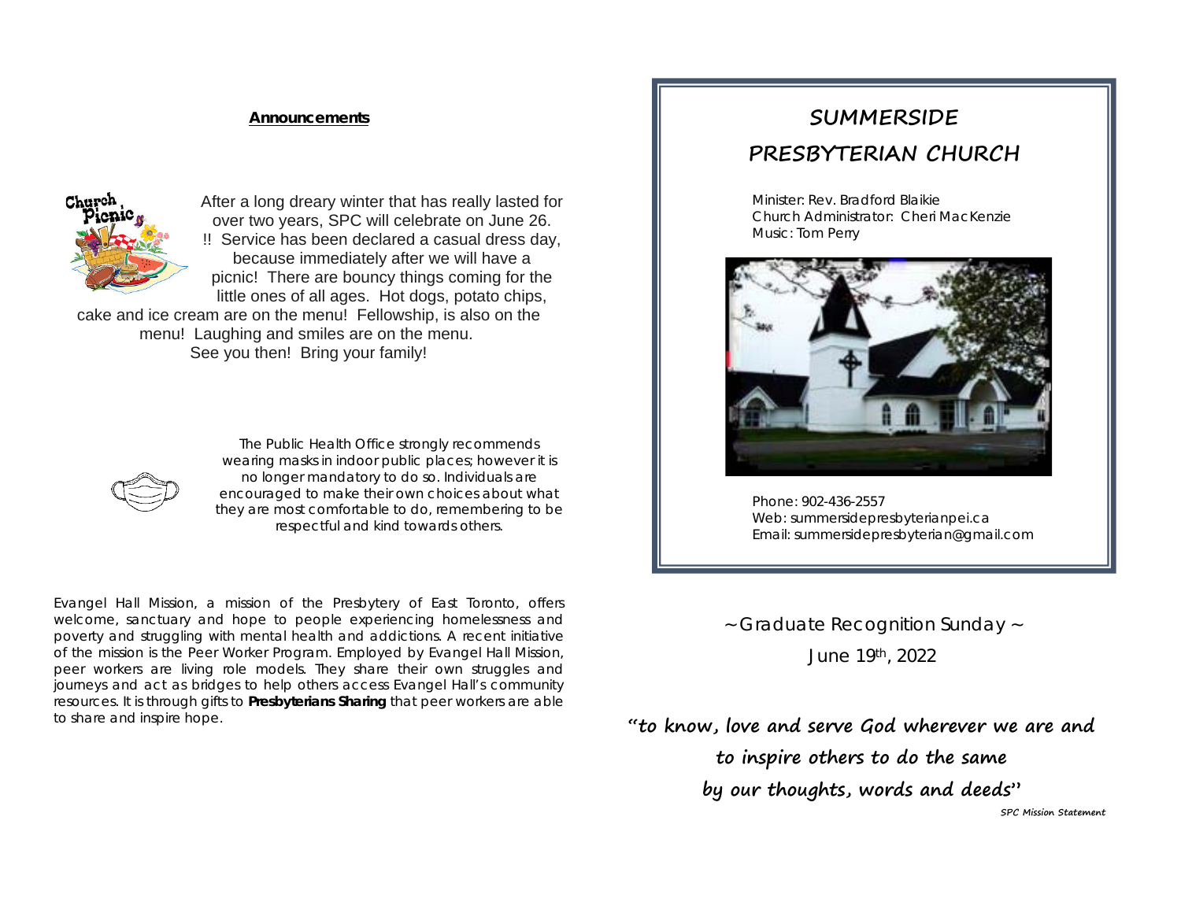## Announcements

After a long dreary winter that has really lasted for over two years, SPC will celebrate on June 26. !! Service has been declared a casual dress day, because immediately after we will have a picnic! There are bouncy things coming for the little ones of all ages. Hot dogs, potato chips, cake and ice cream are on the menu! Fellowship, is also on the menu! Laughing and smiles are on the menu. See you then! Bring your family!

The Public Health Office strongly recommends wearing masks in indoor public places; however it is no longer mandatory to do so. Individuals are encouraged to make their own choices about what they are most comfortable to do, remembering to be respectful and kind towards others.

Evangel Hall Mission, a mission of the Presbytery of East Toronto, offers welcome, sanctuary and hope to people experiencing homelessness and poverty and struggling with mental health and addictions. A recent initiative of the mission is the Peer Worker Program. Employed by Evangel Hall Mission, peer workers are living role models. They share their own struggles and journeys and act as bridges to help others access Evangel Hall's community resources. It is through gifts to **Presbyterians Sharing** that peer workers are able to share and inspire hope.

# SUMMERSIDE PRESBYTERIAN CHURCH

Minister: Rev. Bradford Blaikie
Church Administrator: Cheri MacKenzie
Music: Tom Perry

Phone: 902-436-2557
Web: summersidepresbyterianpei.ca
Email: summersidepresbyterian@gmail.com

~ Graduate Recognition Sunday ~

June 19th, 2022

**"to know, love and serve God wherever we are and to inspire others to do the same by our thoughts, words and deeds"**

*SPC Mission Statement*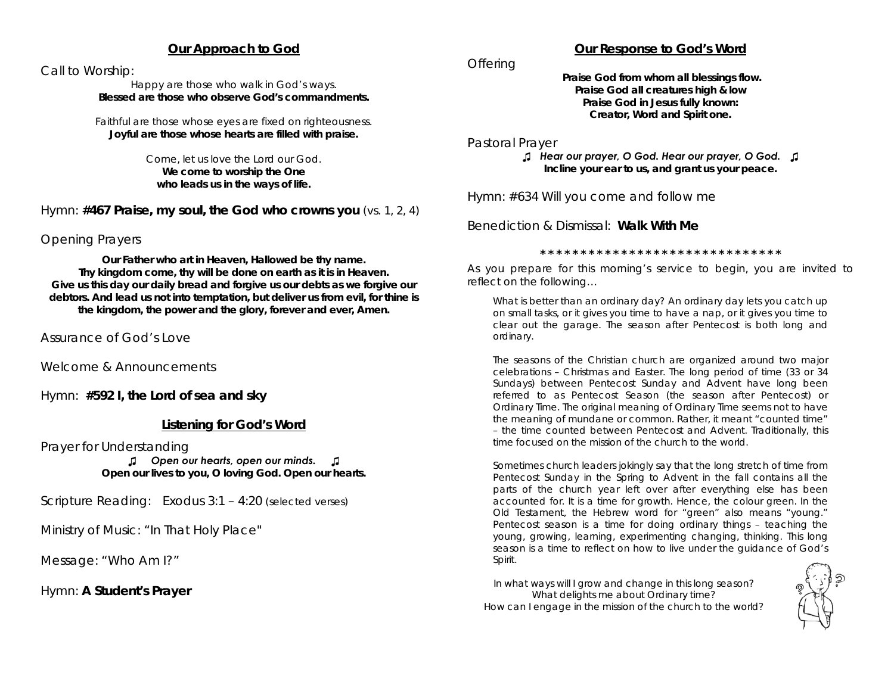## Our Approach to God

Call to Worship:

Happy are those who walk in God's ways.
**Blessed are those who observe God's commandments.**

Faithful are those whose eyes are fixed on righteousness.
**Joyful are those whose hearts are filled with praise.**

Come, let us love the Lord our God.
**We come to worship the One who leads us in the ways of life.**

Hymn: **#467 Praise, my soul, the God who crowns you** (vs. 1, 2, 4)

Opening Prayers

**Our Father who art in Heaven, Hallowed be thy name. Thy kingdom come, thy will be done on earth as it is in Heaven. Give us this day our daily bread and forgive us our debts as we forgive our debtors. And lead us not into temptation, but deliver us from evil, for thine is the kingdom, the power and the glory, forever and ever, Amen.**

Assurance of God's Love

Welcome & Announcements

Hymn: **#592 I, the Lord of sea and sky**

## Listening for God's Word

Prayer for Understanding

♫ ***Open our hearts, open our minds.*** ♫
**Open our lives to you, O loving God. Open our hearts.**

Scripture Reading: Exodus 3:1 – 4:20 (selected verses)

Ministry of Music: "In That Holy Place"

Message: "Who Am I?"

Hymn: **A Student's Prayer**

## Our Response to God's Word

Offering

**Praise God from whom all blessings flow.
Praise God all creatures high & low
Praise God in Jesus fully known:
Creator, Word and Spirit one.**

Pastoral Prayer

♫ ***Hear our prayer, O God. Hear our prayer, O God.*** ♫
**Incline your ear to us, and grant us your peace.**

Hymn: #634 Will you come and follow me

Benediction & Dismissal: **Walk With Me**

*******************************

As you prepare for this morning's service to begin, you are invited to reflect on the following…

What is better than an ordinary day? An ordinary day lets you catch up on small tasks, or it gives you time to have a nap, or it gives you time to clear out the garage. The season after Pentecost is both long and ordinary.

The seasons of the Christian church are organized around two major celebrations – Christmas and Easter. The long period of time (33 or 34 Sundays) between Pentecost Sunday and Advent have long been referred to as Pentecost Season (the season after Pentecost) or Ordinary Time. The original meaning of Ordinary Time seems not to have the meaning of mundane or common. Rather, it meant "counted time" – the time counted between Pentecost and Advent. Traditionally, this time focused on the mission of the church to the world.

Sometimes church leaders jokingly say that the long stretch of time from Pentecost Sunday in the Spring to Advent in the fall contains all the parts of the church year left over after everything else has been accounted for. It is a time for growth. Hence, the colour green. In the Old Testament, the Hebrew word for "green" also means "young." Pentecost season is a time for doing ordinary things – teaching the young, growing, learning, experimenting changing, thinking. This long season is a time to reflect on how to live under the guidance of God's Spirit.

In what ways will I grow and change in this long season?
What delights me about Ordinary time?
How can I engage in the mission of the church to the world?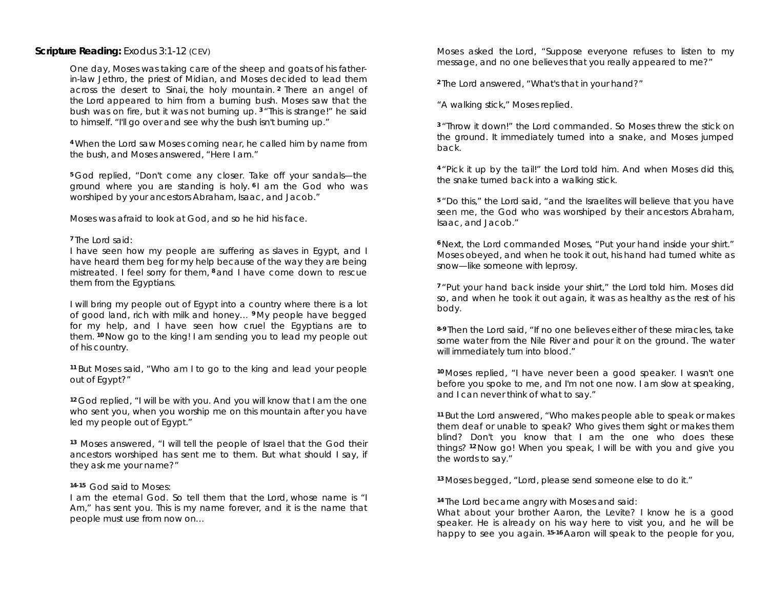**Scripture Reading:** Exodus 3:1-12 (CEV)

One day, Moses was taking care of the sheep and goats of his father-in-law Jethro, the priest of Midian, and Moses decided to lead them across the desert to Sinai, the holy mountain. **2** There an angel of the Lord appeared to him from a burning bush. Moses saw that the bush was on fire, but it was not burning up. **3** "This is strange!" he said to himself. "I'll go over and see why the bush isn't burning up."

**4** When the Lord saw Moses coming near, he called him by name from the bush, and Moses answered, "Here I am."

**5** God replied, "Don't come any closer. Take off your sandals—the ground where you are standing is holy. **6** I am the God who was worshiped by your ancestors Abraham, Isaac, and Jacob."

Moses was afraid to look at God, and so he hid his face.

**7** The Lord said:
I have seen how my people are suffering as slaves in Egypt, and I have heard them beg for my help because of the way they are being mistreated. I feel sorry for them, **8** and I have come down to rescue them from the Egyptians.

I will bring my people out of Egypt into a country where there is a lot of good land, rich with milk and honey… **9** My people have begged for my help, and I have seen how cruel the Egyptians are to them. **10** Now go to the king! I am sending you to lead my people out of his country.

**11** But Moses said, "Who am I to go to the king and lead your people out of Egypt?"

**12** God replied, "I will be with you. And you will know that I am the one who sent you, when you worship me on this mountain after you have led my people out of Egypt."

**13** Moses answered, "I will tell the people of Israel that the God their ancestors worshiped has sent me to them. But what should I say, if they ask me your name?"

**14-15** God said to Moses:
I am the eternal God. So tell them that the Lord, whose name is "I Am," has sent you. This is my name forever, and it is the name that people must use from now on…

Moses asked the Lord, "Suppose everyone refuses to listen to my message, and no one believes that you really appeared to me?"

**2** The Lord answered, "What's that in your hand?"

"A walking stick," Moses replied.

**3** "Throw it down!" the Lord commanded. So Moses threw the stick on the ground. It immediately turned into a snake, and Moses jumped back.

**4** "Pick it up by the tail!" the Lord told him. And when Moses did this, the snake turned back into a walking stick.

**5** "Do this," the Lord said, "and the Israelites will believe that you have seen me, the God who was worshiped by their ancestors Abraham, Isaac, and Jacob."

**6** Next, the Lord commanded Moses, "Put your hand inside your shirt." Moses obeyed, and when he took it out, his hand had turned white as snow—like someone with leprosy.

**7** "Put your hand back inside your shirt," the Lord told him. Moses did so, and when he took it out again, it was as healthy as the rest of his body.

**8-9** Then the Lord said, "If no one believes either of these miracles, take some water from the Nile River and pour it on the ground. The water will immediately turn into blood."

**10** Moses replied, "I have never been a good speaker. I wasn't one before you spoke to me, and I'm not one now. I am slow at speaking, and I can never think of what to say."

**11** But the Lord answered, "Who makes people able to speak or makes them deaf or unable to speak? Who gives them sight or makes them blind? Don't you know that I am the one who does these things? **12** Now go! When you speak, I will be with you and give you the words to say."

**13** Moses begged, "Lord, please send someone else to do it."

**14** The Lord became angry with Moses and said:
What about your brother Aaron, the Levite? I know he is a good speaker. He is already on his way here to visit you, and he will be happy to see you again. **15-16** Aaron will speak to the people for you,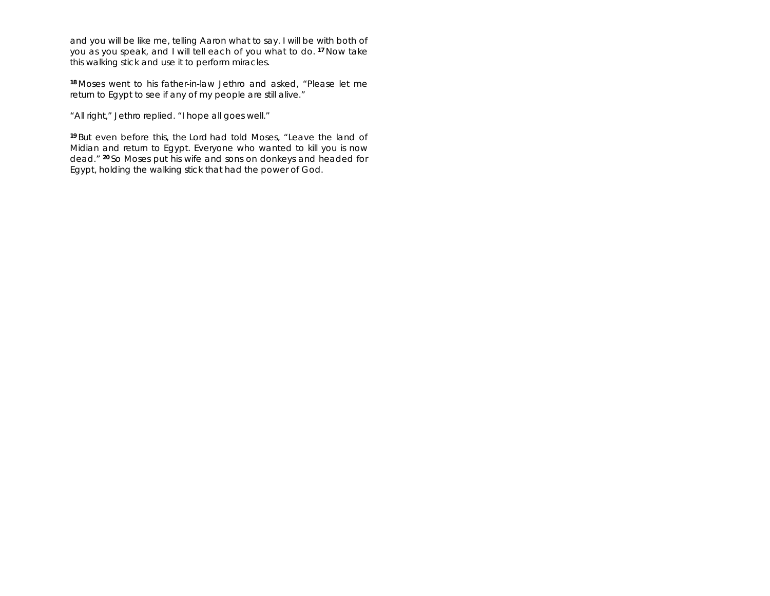and you will be like me, telling Aaron what to say. I will be with both of you as you speak, and I will tell each of you what to do. [17] Now take this walking stick and use it to perform miracles.

[18] Moses went to his father-in-law Jethro and asked, “Please let me return to Egypt to see if any of my people are still alive.”

“All right,” Jethro replied. “I hope all goes well.”

[19] But even before this, the Lord had told Moses, “Leave the land of Midian and return to Egypt. Everyone who wanted to kill you is now dead.” [20] So Moses put his wife and sons on donkeys and headed for Egypt, holding the walking stick that had the power of God.